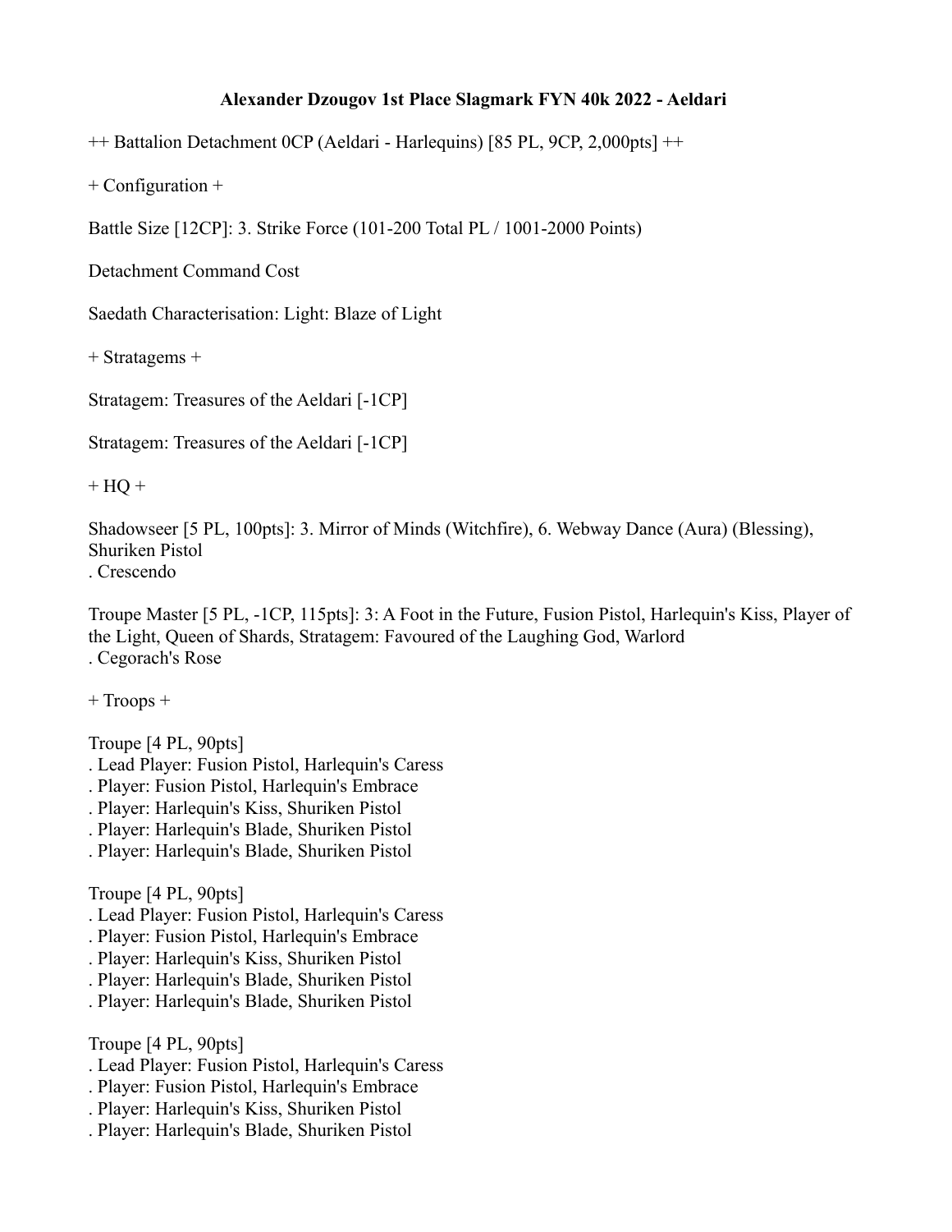# Alexander Dzougov 1st Place Slagmark FYN 40k 2022 - Aeldari

++ Battalion Detachment 0CP (Aeldari - Harlequins) [85 PL, 9CP, 2,000pts] ++

+ Configuration +

Battle Size [12CP]: 3. Strike Force (101-200 Total PL / 1001-2000 Points)

Detachment Command Cost

Saedath Characterisation: Light: Blaze of Light

+ Stratagems +

Stratagem: Treasures of the Aeldari [-1CP]

Stratagem: Treasures of the Aeldari [-1CP]

+ HQ +

Shadowseer [5 PL, 100pts]: 3. Mirror of Minds (Witchfire), 6. Webway Dance (Aura) (Blessing), Shuriken Pistol
. Crescendo

Troupe Master [5 PL, -1CP, 115pts]: 3: A Foot in the Future, Fusion Pistol, Harlequin's Kiss, Player of the Light, Queen of Shards, Stratagem: Favoured of the Laughing God, Warlord
. Cegorach's Rose

+ Troops +

Troupe [4 PL, 90pts]
. Lead Player: Fusion Pistol, Harlequin's Caress
. Player: Fusion Pistol, Harlequin's Embrace
. Player: Harlequin's Kiss, Shuriken Pistol
. Player: Harlequin's Blade, Shuriken Pistol
. Player: Harlequin's Blade, Shuriken Pistol

Troupe [4 PL, 90pts]
. Lead Player: Fusion Pistol, Harlequin's Caress
. Player: Fusion Pistol, Harlequin's Embrace
. Player: Harlequin's Kiss, Shuriken Pistol
. Player: Harlequin's Blade, Shuriken Pistol
. Player: Harlequin's Blade, Shuriken Pistol

Troupe [4 PL, 90pts]
. Lead Player: Fusion Pistol, Harlequin's Caress
. Player: Fusion Pistol, Harlequin's Embrace
. Player: Harlequin's Kiss, Shuriken Pistol
. Player: Harlequin's Blade, Shuriken Pistol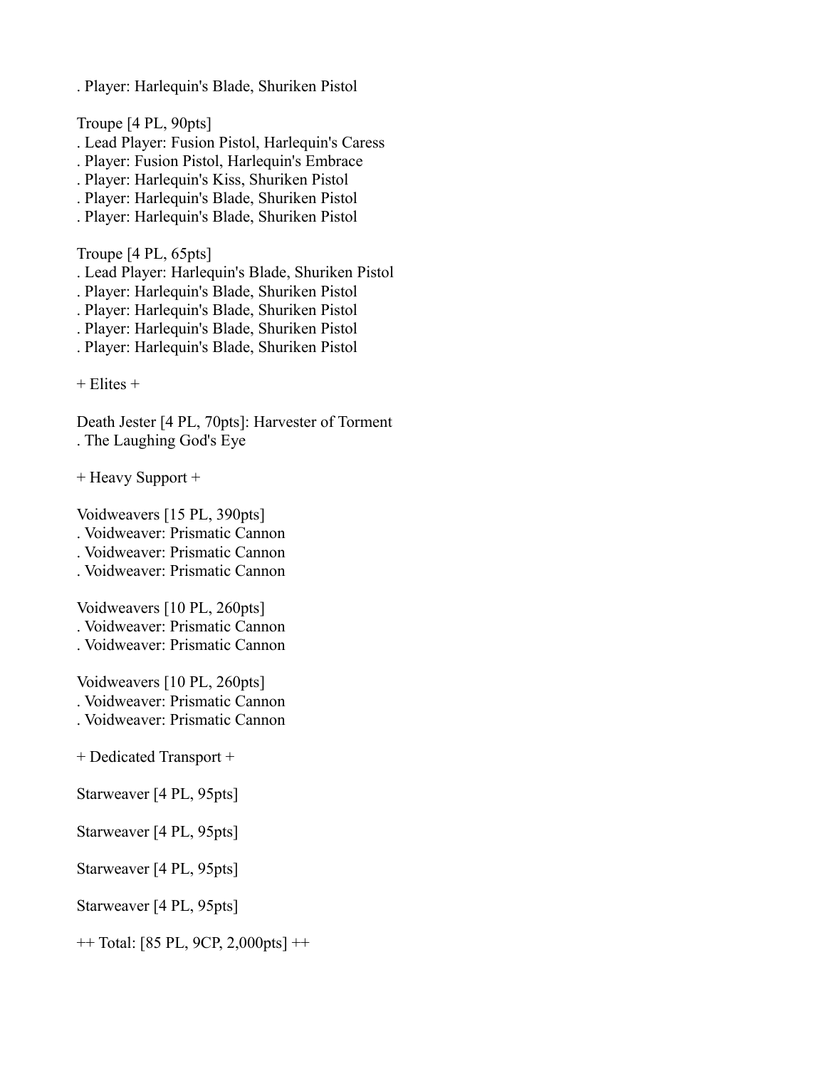. Player: Harlequin's Blade, Shuriken Pistol

Troupe [4 PL, 90pts]
. Lead Player: Fusion Pistol, Harlequin's Caress
. Player: Fusion Pistol, Harlequin's Embrace
. Player: Harlequin's Kiss, Shuriken Pistol
. Player: Harlequin's Blade, Shuriken Pistol
. Player: Harlequin's Blade, Shuriken Pistol

Troupe [4 PL, 65pts]
. Lead Player: Harlequin's Blade, Shuriken Pistol
. Player: Harlequin's Blade, Shuriken Pistol
. Player: Harlequin's Blade, Shuriken Pistol
. Player: Harlequin's Blade, Shuriken Pistol
. Player: Harlequin's Blade, Shuriken Pistol

+ Elites +

Death Jester [4 PL, 70pts]: Harvester of Torment
. The Laughing God's Eye

+ Heavy Support +

Voidweavers [15 PL, 390pts]
. Voidweaver: Prismatic Cannon
. Voidweaver: Prismatic Cannon
. Voidweaver: Prismatic Cannon

Voidweavers [10 PL, 260pts]
. Voidweaver: Prismatic Cannon
. Voidweaver: Prismatic Cannon

Voidweavers [10 PL, 260pts]
. Voidweaver: Prismatic Cannon
. Voidweaver: Prismatic Cannon

+ Dedicated Transport +

Starweaver [4 PL, 95pts]

Starweaver [4 PL, 95pts]

Starweaver [4 PL, 95pts]

Starweaver [4 PL, 95pts]

++ Total: [85 PL, 9CP, 2,000pts] ++